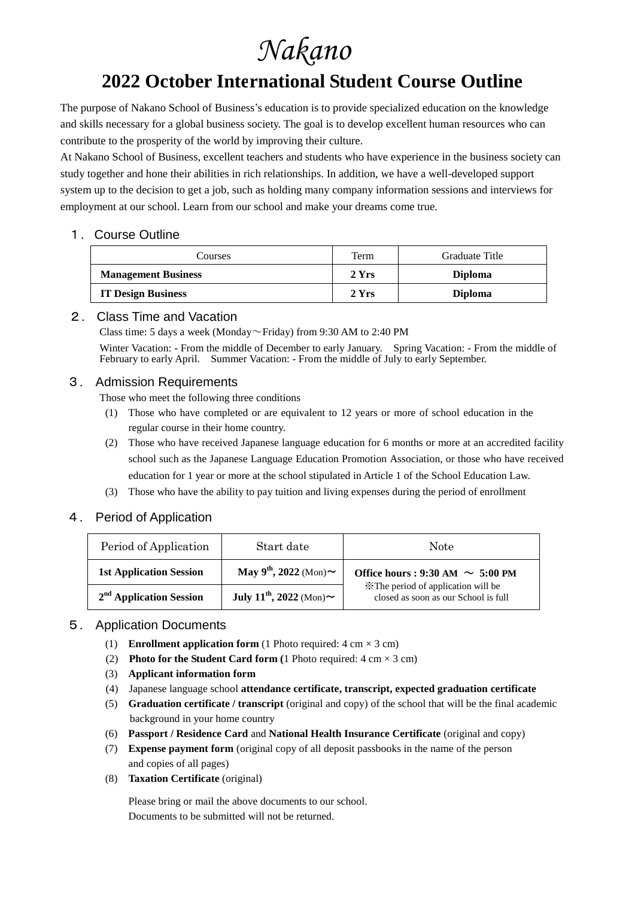# *Nakano*

## 2022 October International Student Course Outline

The purpose of Nakano School of Business's education is to provide specialized education on the knowledge and skills necessary for a global business society. The goal is to develop excellent human resources who can contribute to the prosperity of the world by improving their culture.

At Nakano School of Business, excellent teachers and students who have experience in the business society can study together and hone their abilities in rich relationships. In addition, we have a well-developed support system up to the decision to get a job, such as holding many company information sessions and interviews for employment at our school. Learn from our school and make your dreams come true.

### １． Course Outline

| Courses | Term | Graduate Title |
| --- | --- | --- |
| **Management Business** | **2 Yrs** | **Diploma** |
| **IT Design Business** | **2 Yrs** | **Diploma** |

### ２． Class Time and Vacation

Class time: 5 days a week (Monday～Friday) from 9:30 AM to 2:40 PM

Winter Vacation: - From the middle of December to early January.　Spring Vacation: - From the middle of February to early April.　Summer Vacation: - From the middle of July to early September.

### ３． Admission Requirements

Those who meet the following three conditions

(1) Those who have completed or are equivalent to 12 years or more of school education in the regular course in their home country.

(2) Those who have received Japanese language education for 6 months or more at an accredited facility school such as the Japanese Language Education Promotion Association, or those who have received education for 1 year or more at the school stipulated in Article 1 of the School Education Law.

(3) Those who have the ability to pay tuition and living expenses during the period of enrollment

### ４． Period of Application

| Period of Application | Start date | Note |
| --- | --- | --- |
| **1st Application Session** | **May 9th, 2022** (Mon)～ | **Office hours : 9:30 AM ～ 5:00 PM** ※The period of application will be closed as soon as our School is full |
| **2nd Application Session** | **July 11th, 2022** (Mon)～ | |

### ５． Application Documents

(1) **Enrollment application form** (1 Photo required: 4 cm × 3 cm)

(2) **Photo for the Student Card form (**1 Photo required: 4 cm × 3 cm)

(3) **Applicant information form**

(4) Japanese language school **attendance certificate, transcript, expected graduation certificate**

(5) **Graduation certificate / transcript** (original and copy) of the school that will be the final academic background in your home country

(6) **Passport / Residence Card** and **National Health Insurance Certificate** (original and copy)

(7) **Expense payment form** (original copy of all deposit passbooks in the name of the person and copies of all pages)

(8) **Taxation Certificate** (original)

Please bring or mail the above documents to our school.
Documents to be submitted will not be returned.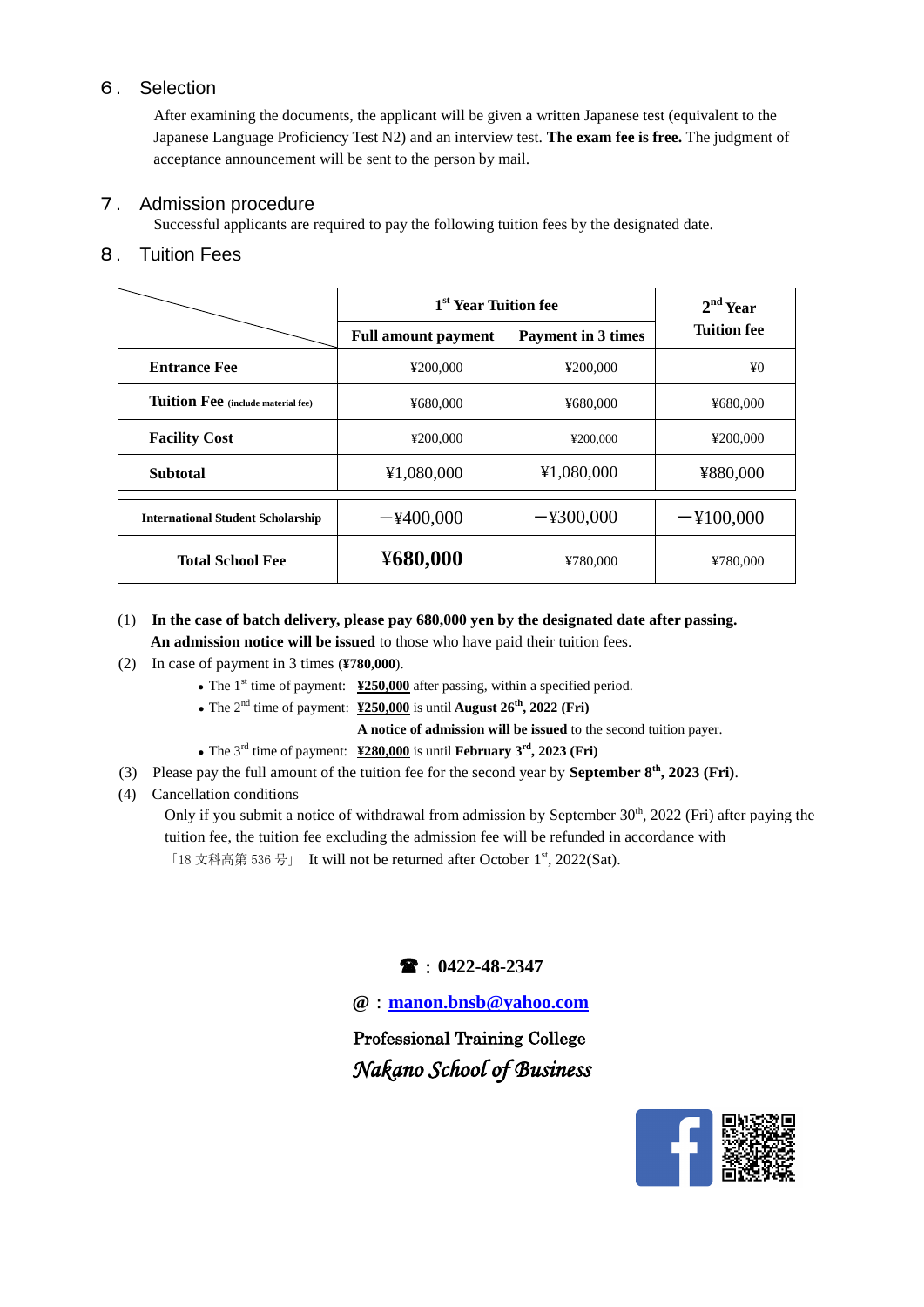## 6．Selection

After examining the documents, the applicant will be given a written Japanese test (equivalent to the Japanese Language Proficiency Test N2) and an interview test. **The exam fee is free.** The judgment of acceptance announcement will be sent to the person by mail.

## 7．Admission procedure

Successful applicants are required to pay the following tuition fees by the designated date.

## 8．Tuition Fees

| | 1st Year Tuition fee | | 2nd Year Tuition fee |
|---|---|---|---|
| | **Full amount payment** | **Payment in 3 times** | |
| **Entrance Fee** | ¥200,000 | ¥200,000 | ¥0 |
| **Tuition Fee** (include material fee) | ¥680,000 | ¥680,000 | ¥680,000 |
| **Facility Cost** | ¥200,000 | ¥200,000 | ¥200,000 |
| **Subtotal** | ¥1,080,000 | ¥1,080,000 | ¥880,000 |
| **International Student Scholarship** | −¥400,000 | −¥300,000 | −¥100,000 |
| **Total School Fee** | **¥680,000** | ¥780,000 | ¥780,000 |

(1) **In the case of batch delivery, please pay 680,000 yen by the designated date after passing. An admission notice will be issued** to those who have paid their tuition fees.

(2) In case of payment in 3 times (**¥780,000**).

- The 1st time of payment: **¥250,000** after passing, within a specified period.
- The 2nd time of payment: **¥250,000** is until **August 26th, 2022 (Fri)**
  **A notice of admission will be issued** to the second tuition payer.
- The 3rd time of payment: **¥280,000** is until **February 3rd, 2023 (Fri)**

(3) Please pay the full amount of the tuition fee for the second year by **September 8th, 2023 (Fri)**.

(4) Cancellation conditions

Only if you submit a notice of withdrawal from admission by September 30th, 2022 (Fri) after paying the tuition fee, the tuition fee excluding the admission fee will be refunded in accordance with 「18 文科高第 536 号」 It will not be returned after October 1st, 2022(Sat).

☎：**0422-48-2347**

@：**manon.bnsb@yahoo.com**

Professional Training College

*Nakano School of Business*